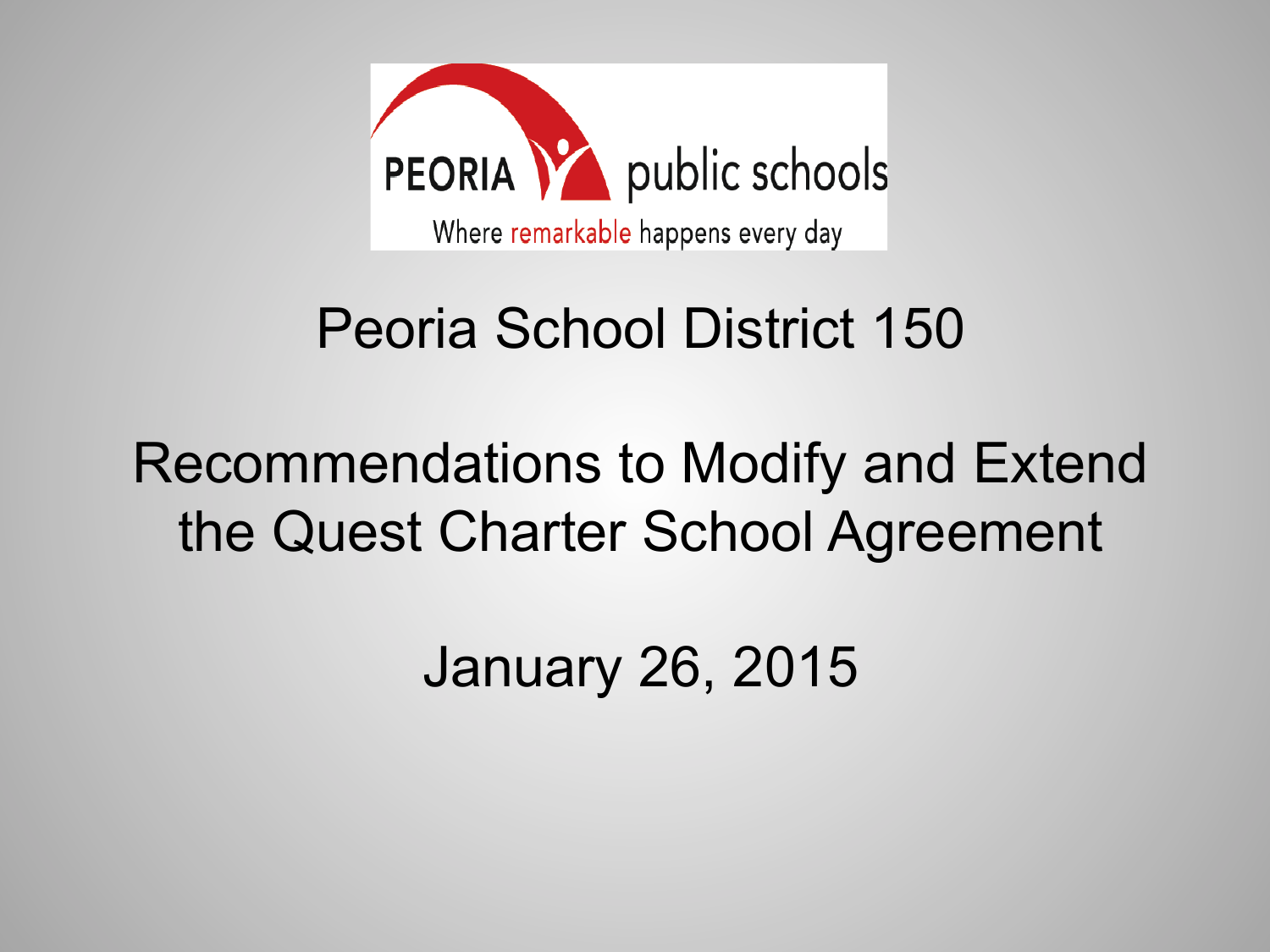PEORIA public schools

Where remarkable happens every day

# Peoria School District 150

## Recommendations to Modify and Extend the Quest Charter School Agreement

January 26, 2015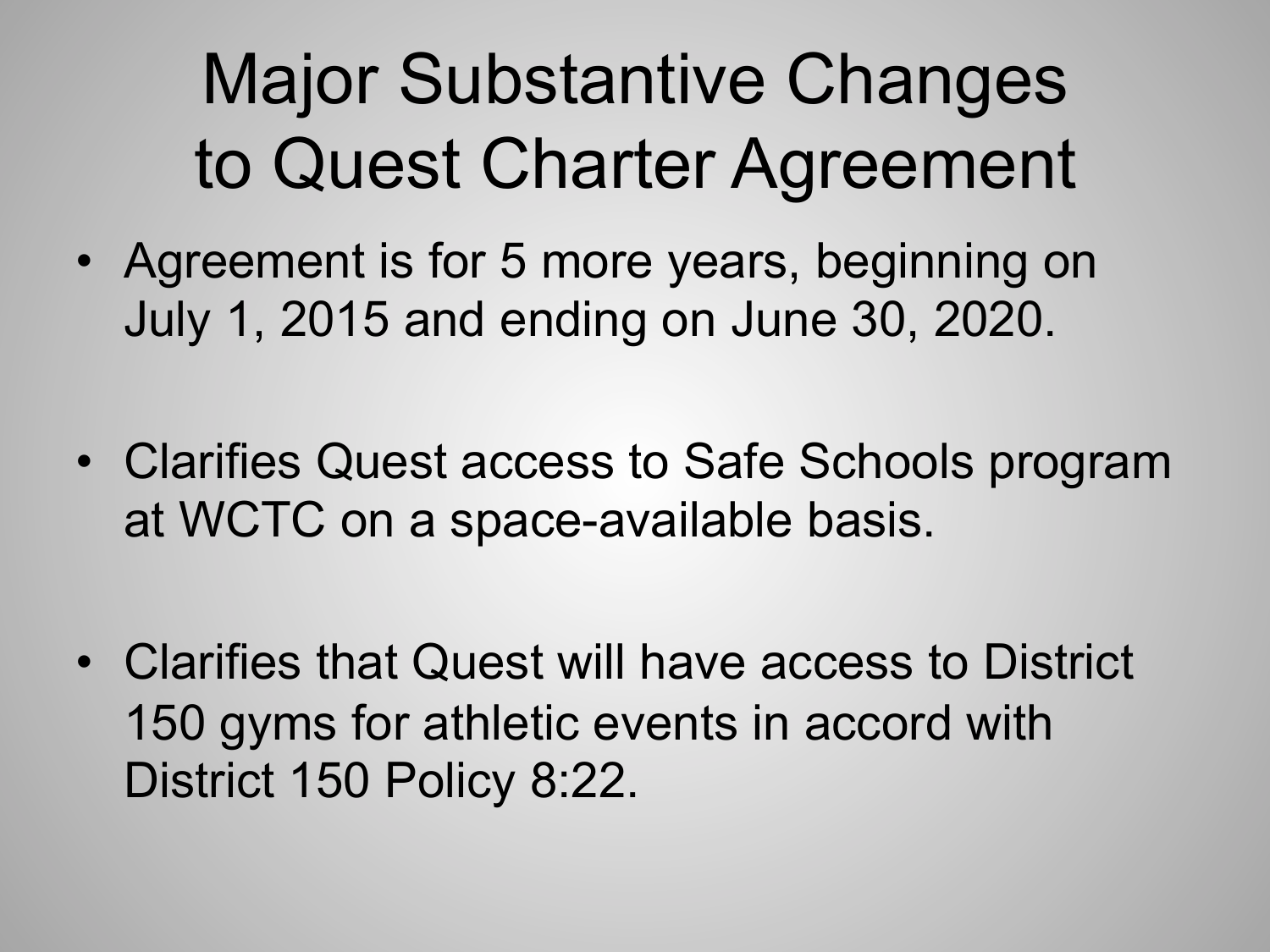# Major Substantive Changes to Quest Charter Agreement

- Agreement is for 5 more years, beginning on July 1, 2015 and ending on June 30, 2020.
- Clarifies Quest access to Safe Schools program at WCTC on a space-available basis.
- Clarifies that Quest will have access to District 150 gyms for athletic events in accord with District 150 Policy 8:22.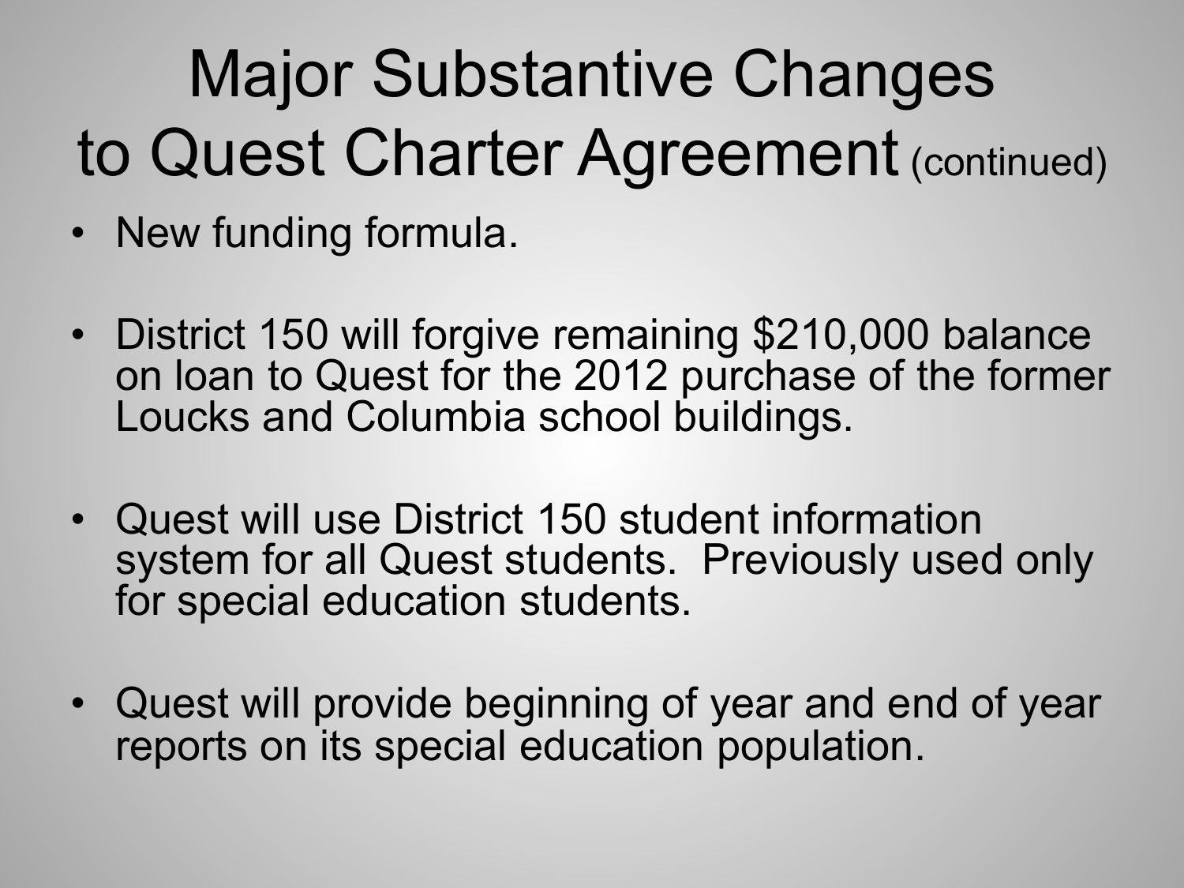# Major Substantive Changes to Quest Charter Agreement (continued)

- New funding formula.
- District 150 will forgive remaining $210,000 balance on loan to Quest for the 2012 purchase of the former Loucks and Columbia school buildings.
- Quest will use District 150 student information system for all Quest students. Previously used only for special education students.
- Quest will provide beginning of year and end of year reports on its special education population.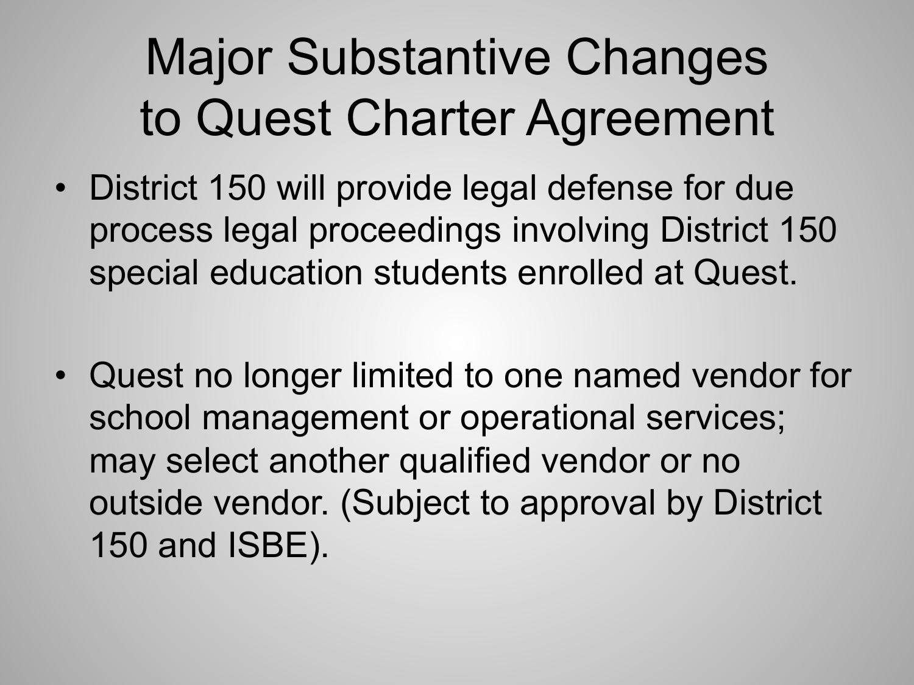# Major Substantive Changes to Quest Charter Agreement

- District 150 will provide legal defense for due process legal proceedings involving District 150 special education students enrolled at Quest.

- Quest no longer limited to one named vendor for school management or operational services; may select another qualified vendor or no outside vendor. (Subject to approval by District 150 and ISBE).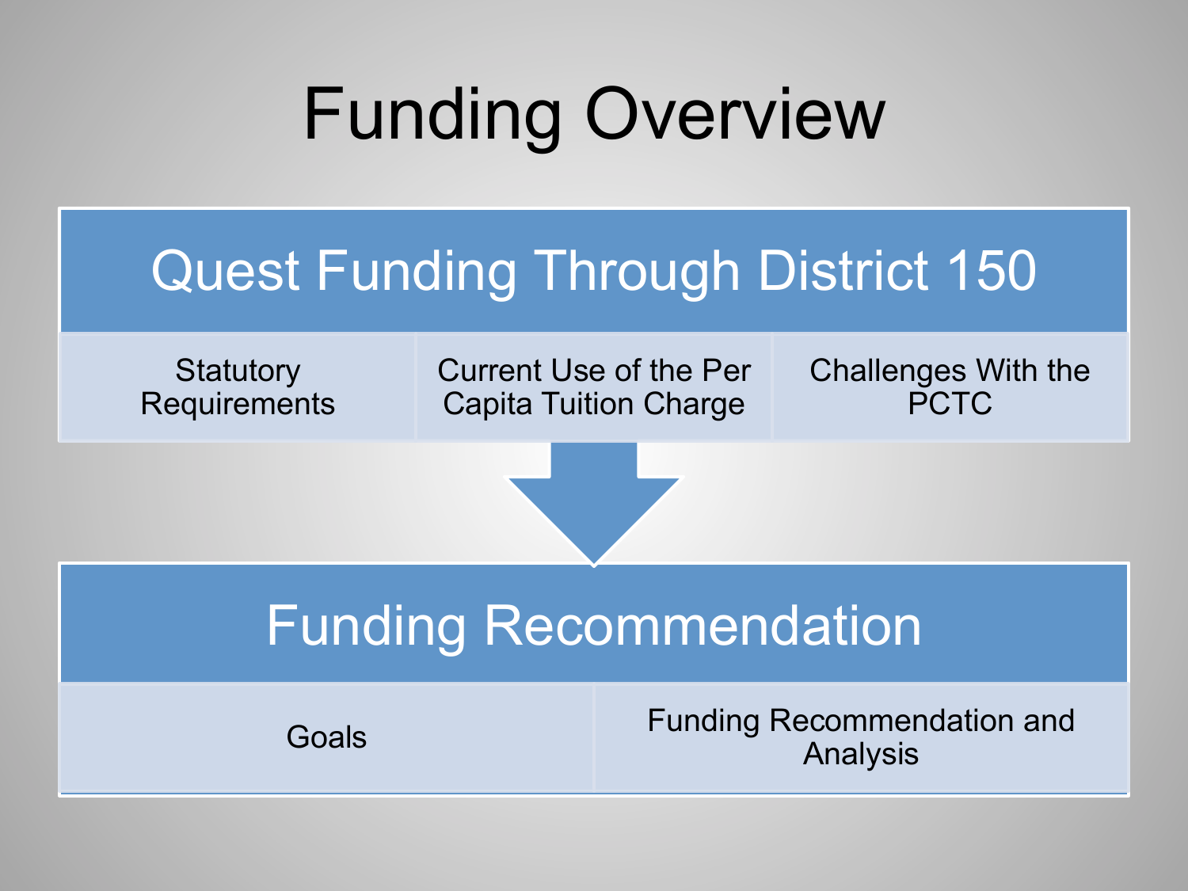# Funding Overview

## Quest Funding Through District 150

- Statutory Requirements
- Current Use of the Per Capita Tuition Charge
- Challenges With the PCTC

## Funding Recommendation

- Goals
- Funding Recommendation and Analysis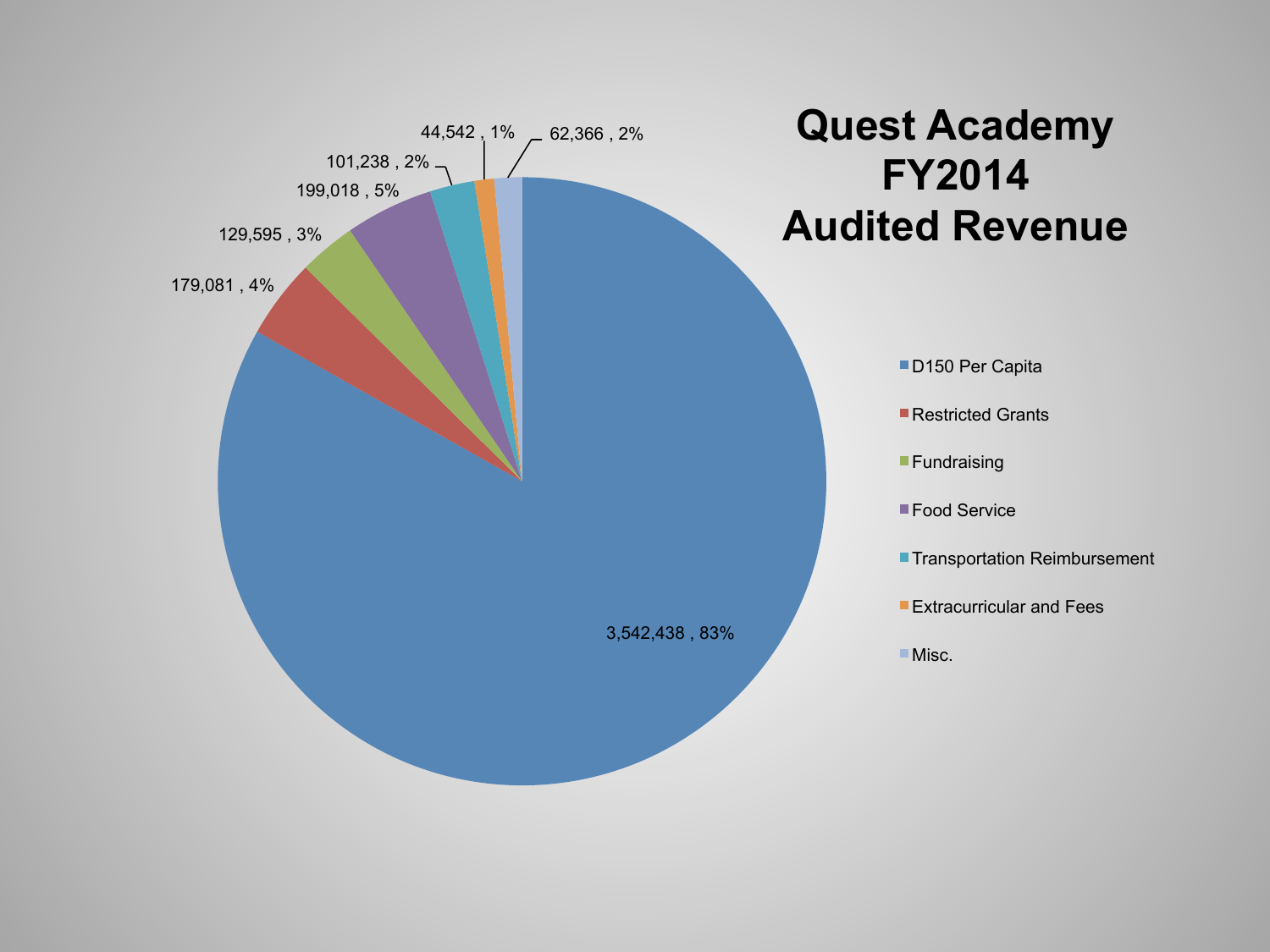# Quest Academy FY2014 Audited Revenue

| Category | Amount | Percent |
|---|---|---|
| D150 Per Capita | 3,542,438 | 83% |
| Restricted Grants | 179,081 | 4% |
| Fundraising | 129,595 | 3% |
| Food Service | 199,018 | 5% |
| Transportation Reimbursement | 101,238 | 2% |
| Extracurricular and Fees | 44,542 | 1% |
| Misc. | 62,366 | 2% |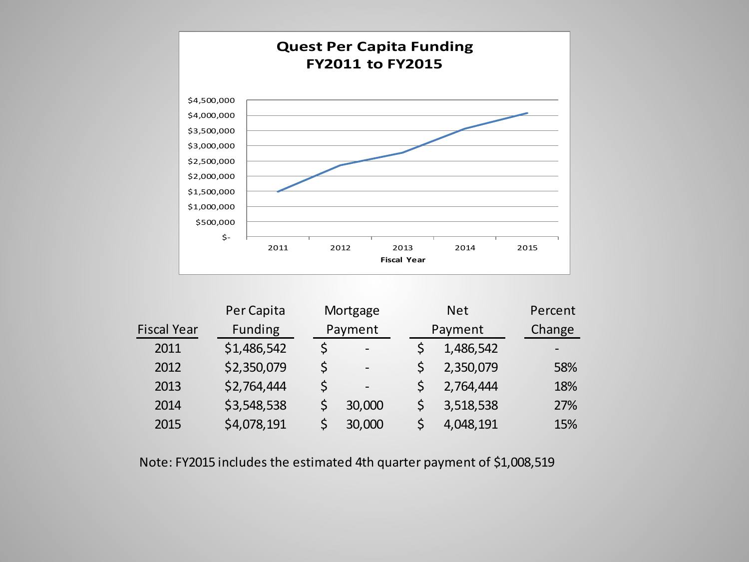## Quest Per Capita Funding FY2011 to FY2015

| Fiscal Year | Per Capita Funding | Mortgage Payment | Net Payment | Percent Change |
|---|---|---|---|---|
| 2011 | $1,486,542 | $ - | $ 1,486,542 | - |
| 2012 | $2,350,079 | $ - | $ 2,350,079 | 58% |
| 2013 | $2,764,444 | $ - | $ 2,764,444 | 18% |
| 2014 | $3,548,538 | $ 30,000 | $ 3,518,538 | 27% |
| 2015 | $4,078,191 | $ 30,000 | $ 4,048,191 | 15% |

Note: FY2015 includes the estimated 4th quarter payment of $1,008,519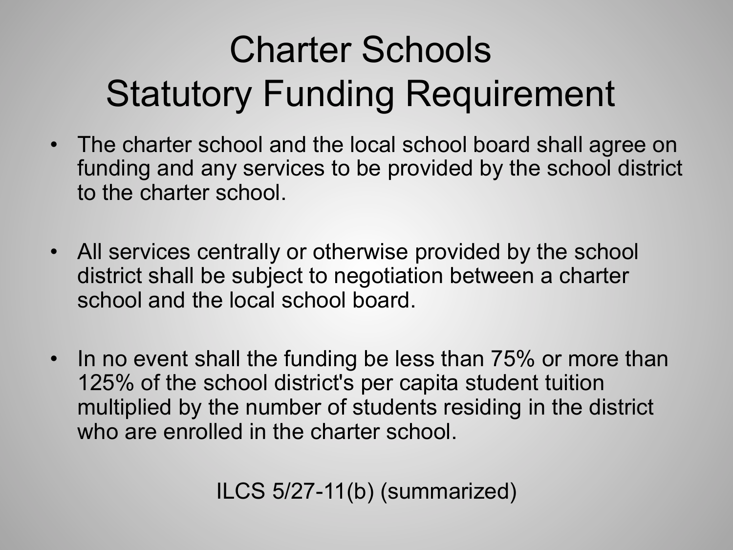# Charter Schools
# Statutory Funding Requirement

- The charter school and the local school board shall agree on funding and any services to be provided by the school district to the charter school.
- All services centrally or otherwise provided by the school district shall be subject to negotiation between a charter school and the local school board.
- In no event shall the funding be less than 75% or more than 125% of the school district's per capita student tuition multiplied by the number of students residing in the district who are enrolled in the charter school.

ILCS 5/27-11(b) (summarized)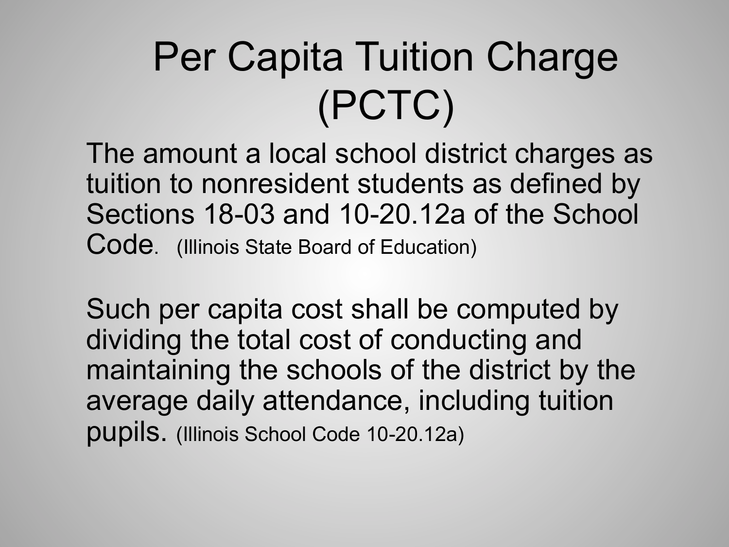# Per Capita Tuition Charge (PCTC)

The amount a local school district charges as tuition to nonresident students as defined by Sections 18-03 and 10-20.12a of the School Code. (Illinois State Board of Education)

Such per capita cost shall be computed by dividing the total cost of conducting and maintaining the schools of the district by the average daily attendance, including tuition pupils. (Illinois School Code 10-20.12a)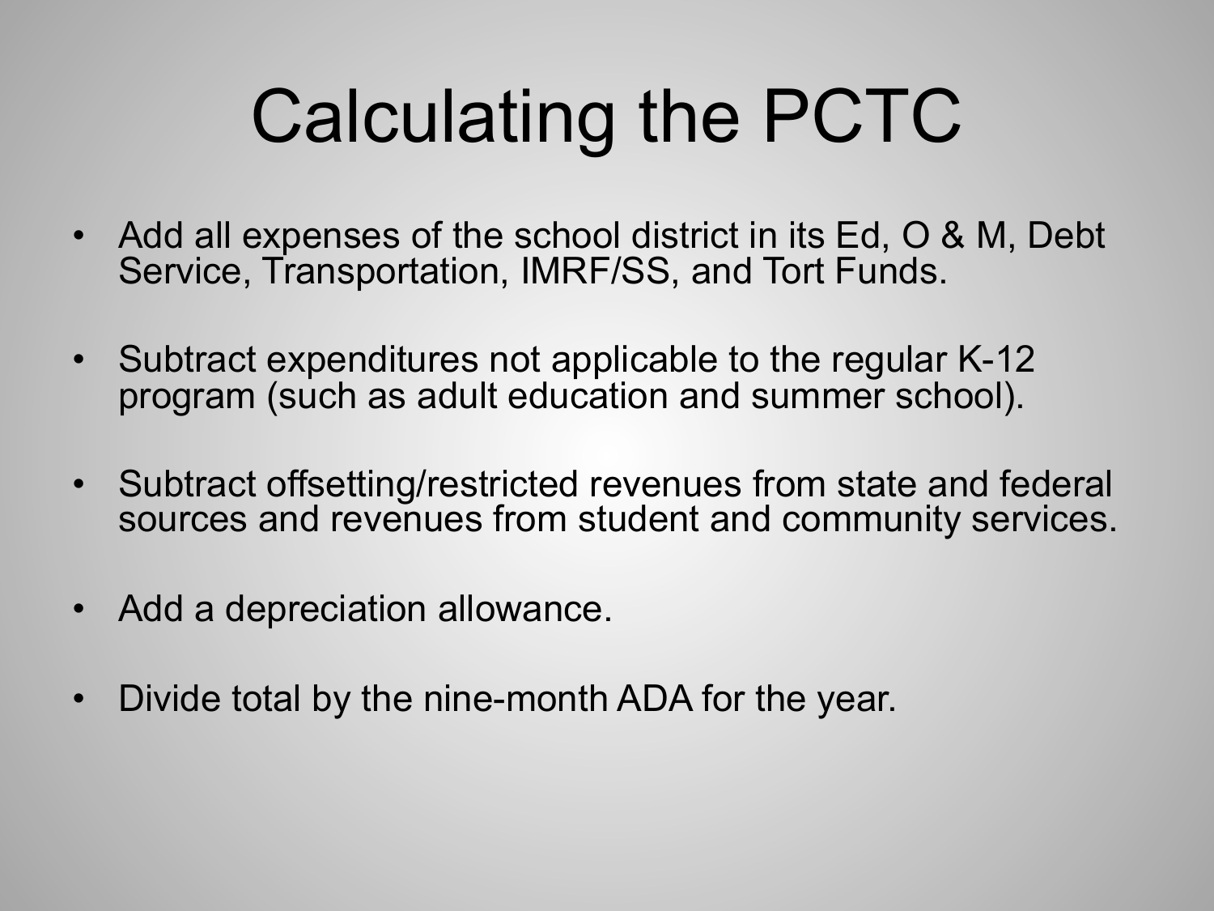# Calculating the PCTC

- Add all expenses of the school district in its Ed, O & M, Debt Service, Transportation, IMRF/SS, and Tort Funds.
- Subtract expenditures not applicable to the regular K-12 program (such as adult education and summer school).
- Subtract offsetting/restricted revenues from state and federal sources and revenues from student and community services.
- Add a depreciation allowance.
- Divide total by the nine-month ADA for the year.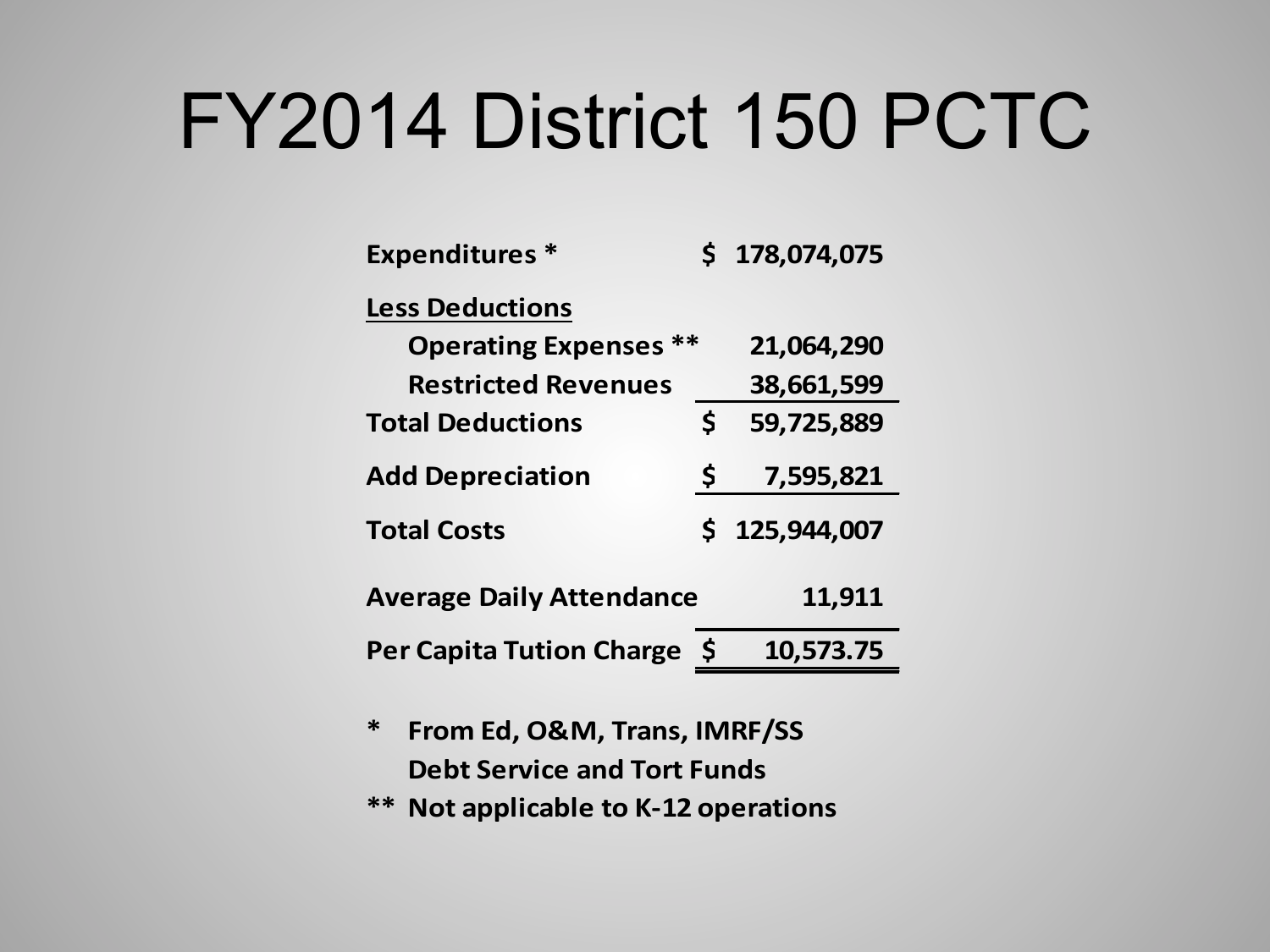# FY2014 District 150 PCTC

| | | |
|---|---|---|
| **Expenditures \*** | **$** | **178,074,075** |
| **<u>Less Deductions</u>** | | |
| **Operating Expenses \*\*** | | **21,064,290** |
| **Restricted Revenues** | | **38,661,599** |
| **Total Deductions** | **$** | **59,725,889** |
| **Add Depreciation** | **$** | **7,595,821** |
| **Total Costs** | **$** | **125,944,007** |
| **Average Daily Attendance** | | **11,911** |
| **Per Capita Tution Charge** | **$** | **10,573.75** |

**\* From Ed, O&M, Trans, IMRF/SS Debt Service and Tort Funds**

**\*\* Not applicable to K-12 operations**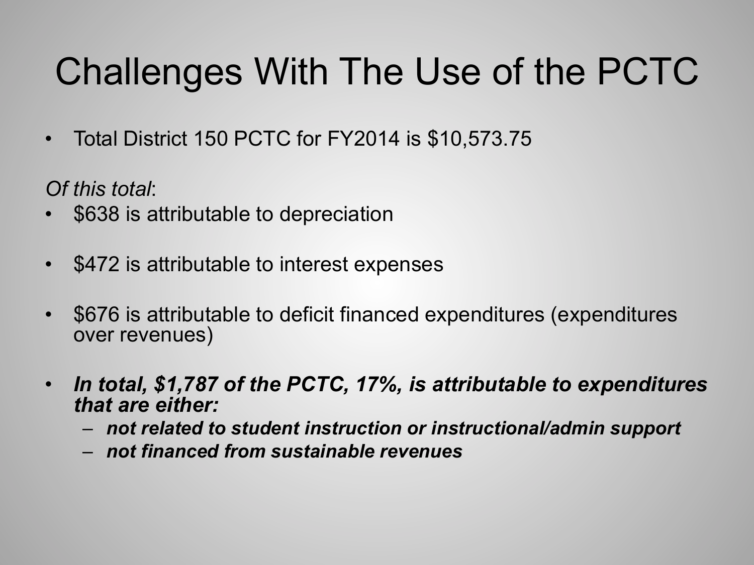# Challenges With The Use of the PCTC

- Total District 150 PCTC for FY2014 is $10,573.75

*Of this total*:

- $638 is attributable to depreciation
- $472 is attributable to interest expenses
- $676 is attributable to deficit financed expenditures (expenditures over revenues)
- ***In total, $1,787 of the PCTC, 17%, is attributable to expenditures that are either:***
  - ***not related to student instruction or instructional/admin support***
  - ***not financed from sustainable revenues***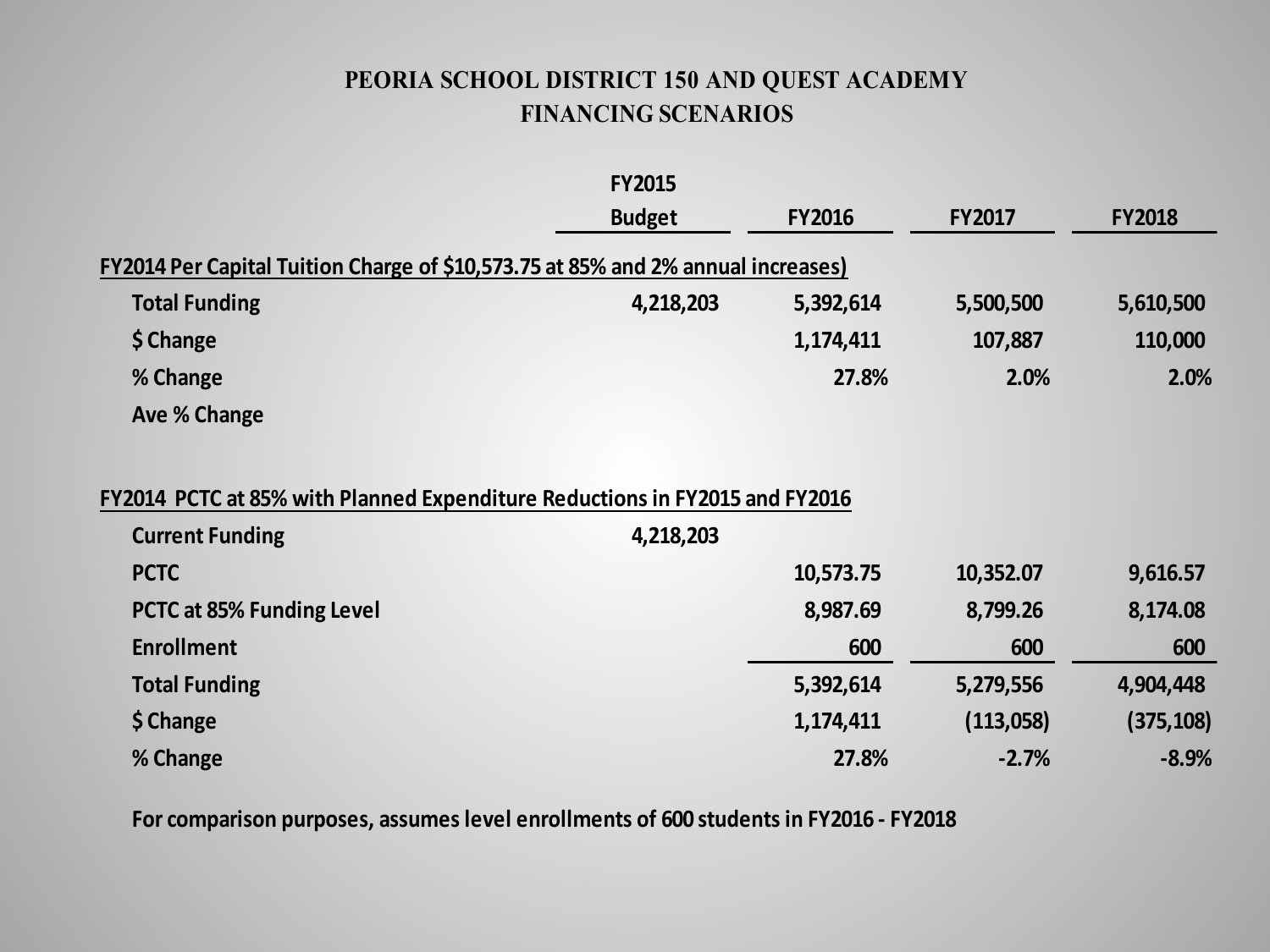# PEORIA SCHOOL DISTRICT 150 AND QUEST ACADEMY
## FINANCING SCENARIOS

| | FY2015 Budget | FY2016 | FY2017 | FY2018 |
|---|---|---|---|---|
| **FY2014 Per Capital Tuition Charge of $10,573.75 at 85% and 2% annual increases)** | | | | |
| Total Funding | 4,218,203 | 5,392,614 | 5,500,500 | 5,610,500 |
| $ Change | | 1,174,411 | 107,887 | 110,000 |
| % Change | | 27.8% | 2.0% | 2.0% |
| Ave % Change | | | | |
| | | | | |
| **FY2014 PCTC at 85% with Planned Expenditure Reductions in FY2015 and FY2016** | | | | |
| Current Funding | 4,218,203 | | | |
| PCTC | | 10,573.75 | 10,352.07 | 9,616.57 |
| PCTC at 85% Funding Level | | 8,987.69 | 8,799.26 | 8,174.08 |
| Enrollment | | 600 | 600 | 600 |
| Total Funding | | 5,392,614 | 5,279,556 | 4,904,448 |
| $ Change | | 1,174,411 | (113,058) | (375,108) |
| % Change | | 27.8% | -2.7% | -8.9% |

For comparison purposes, assumes level enrollments of 600 students in FY2016 - FY2018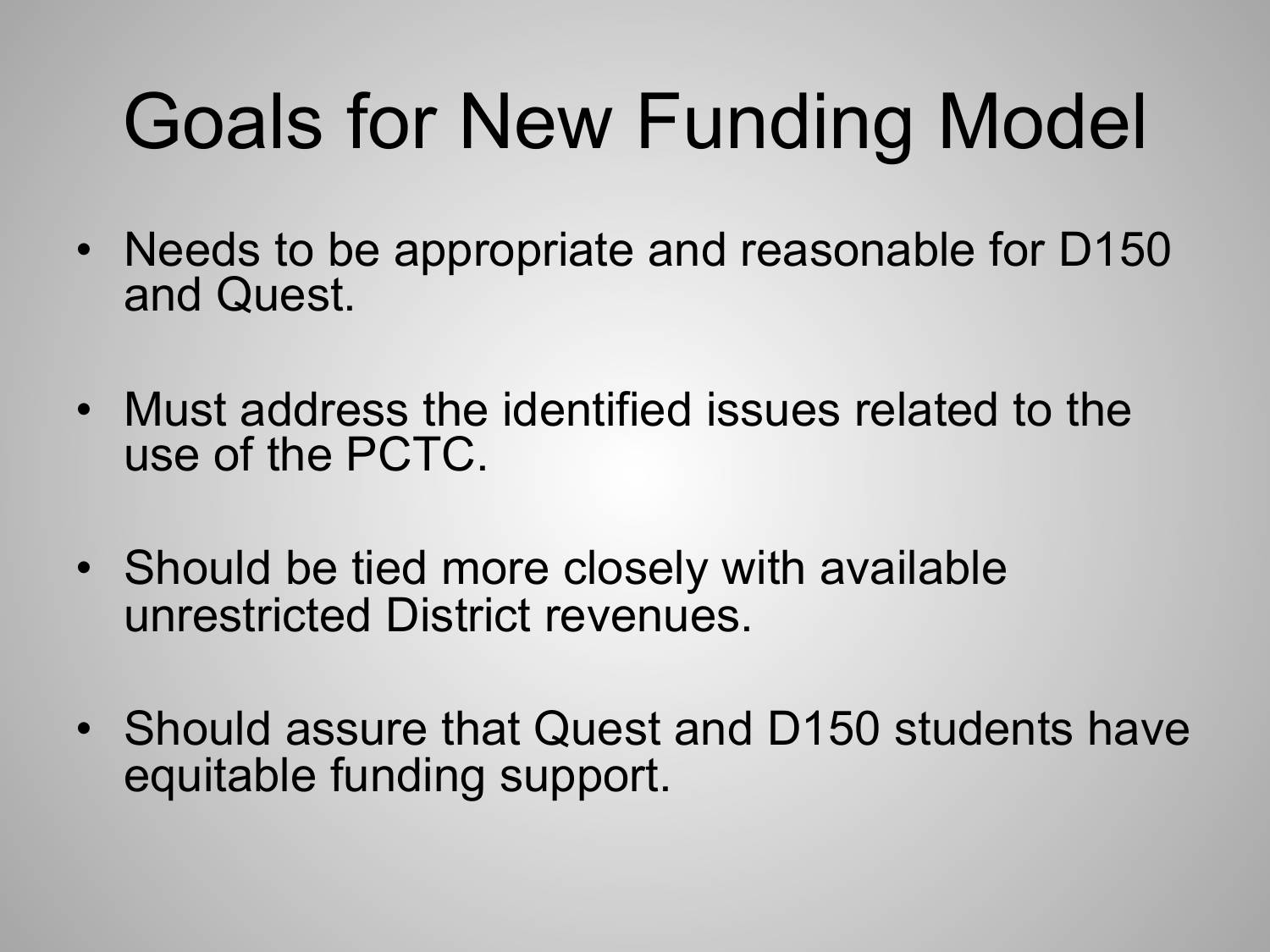# Goals for New Funding Model

- Needs to be appropriate and reasonable for D150 and Quest.
- Must address the identified issues related to the use of the PCTC.
- Should be tied more closely with available unrestricted District revenues.
- Should assure that Quest and D150 students have equitable funding support.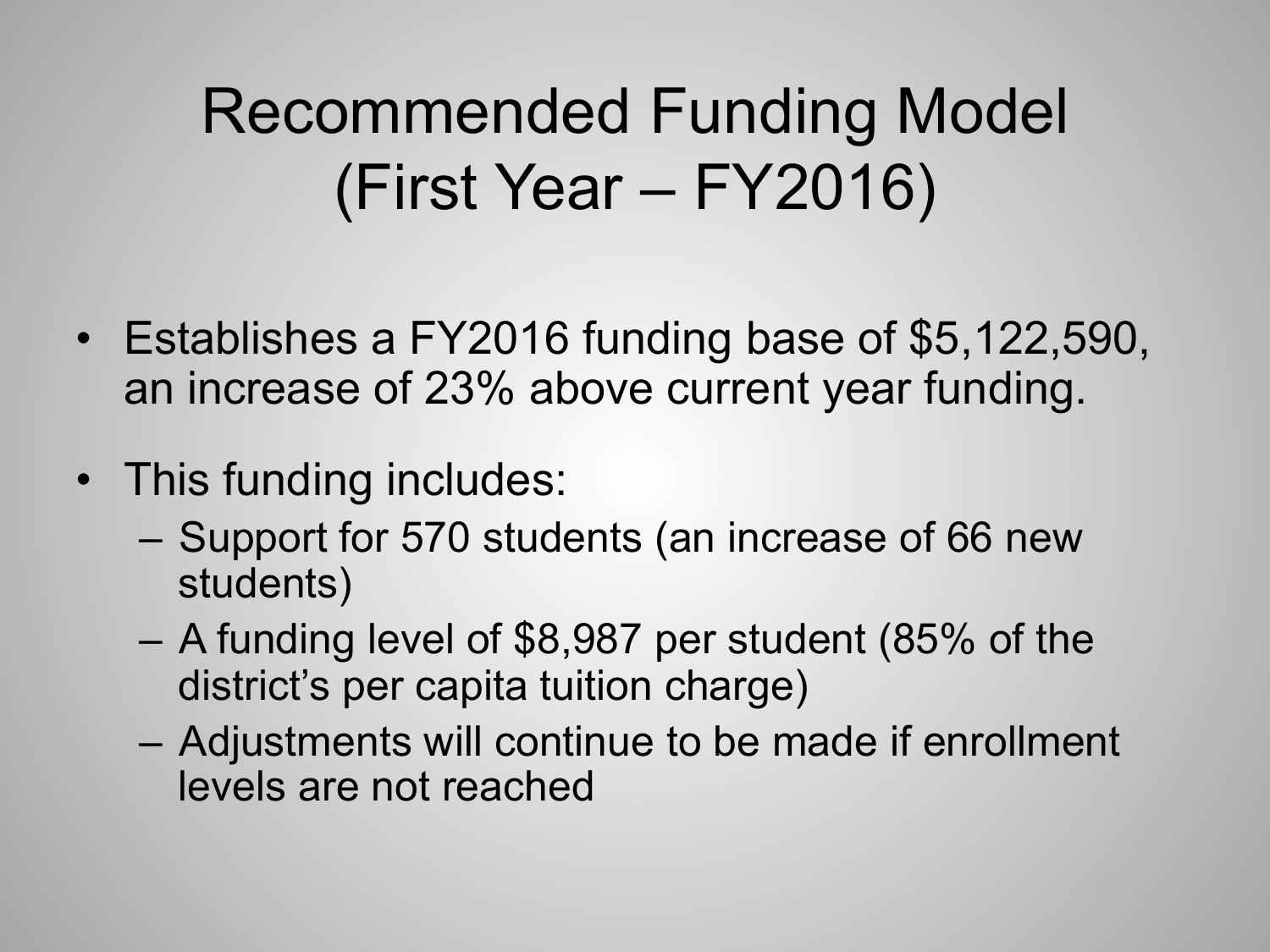# Recommended Funding Model (First Year – FY2016)

- Establishes a FY2016 funding base of $5,122,590, an increase of 23% above current year funding.
- This funding includes:
  - Support for 570 students (an increase of 66 new students)
  - A funding level of $8,987 per student (85% of the district's per capita tuition charge)
  - Adjustments will continue to be made if enrollment levels are not reached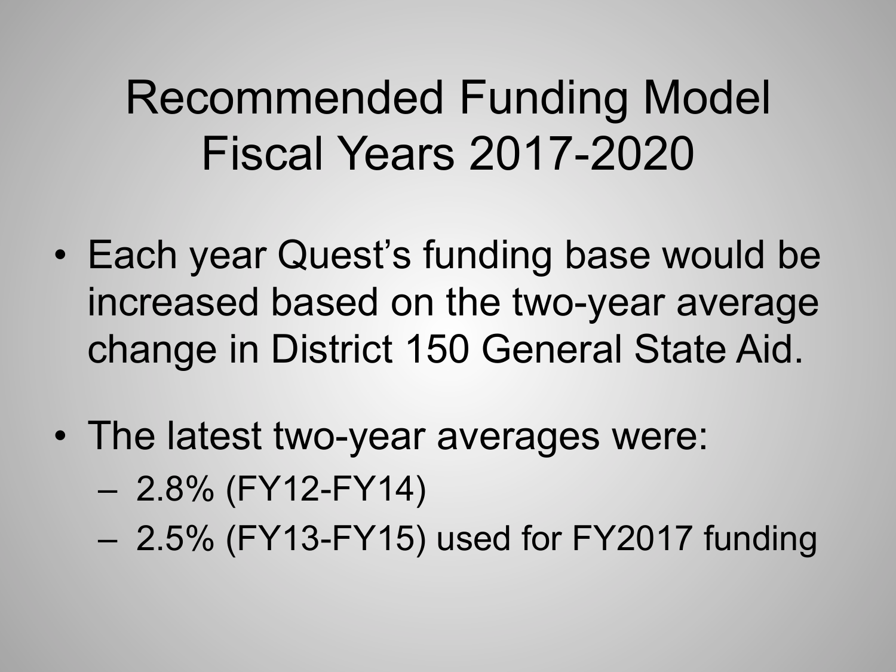# Recommended Funding Model Fiscal Years 2017-2020

- Each year Quest's funding base would be increased based on the two-year average change in District 150 General State Aid.
- The latest two-year averages were:
  - 2.8% (FY12-FY14)
  - 2.5% (FY13-FY15) used for FY2017 funding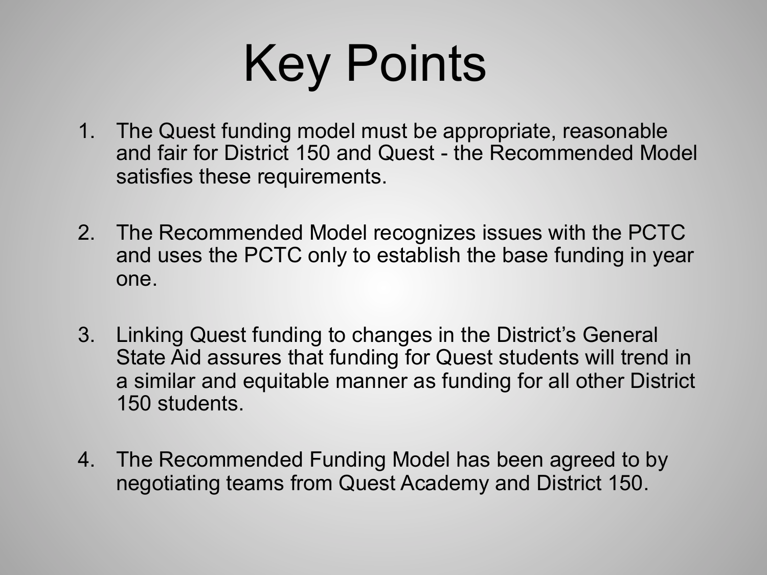# Key Points

1. The Quest funding model must be appropriate, reasonable and fair for District 150 and Quest - the Recommended Model satisfies these requirements.

2. The Recommended Model recognizes issues with the PCTC and uses the PCTC only to establish the base funding in year one.

3. Linking Quest funding to changes in the District's General State Aid assures that funding for Quest students will trend in a similar and equitable manner as funding for all other District 150 students.

4. The Recommended Funding Model has been agreed to by negotiating teams from Quest Academy and District 150.